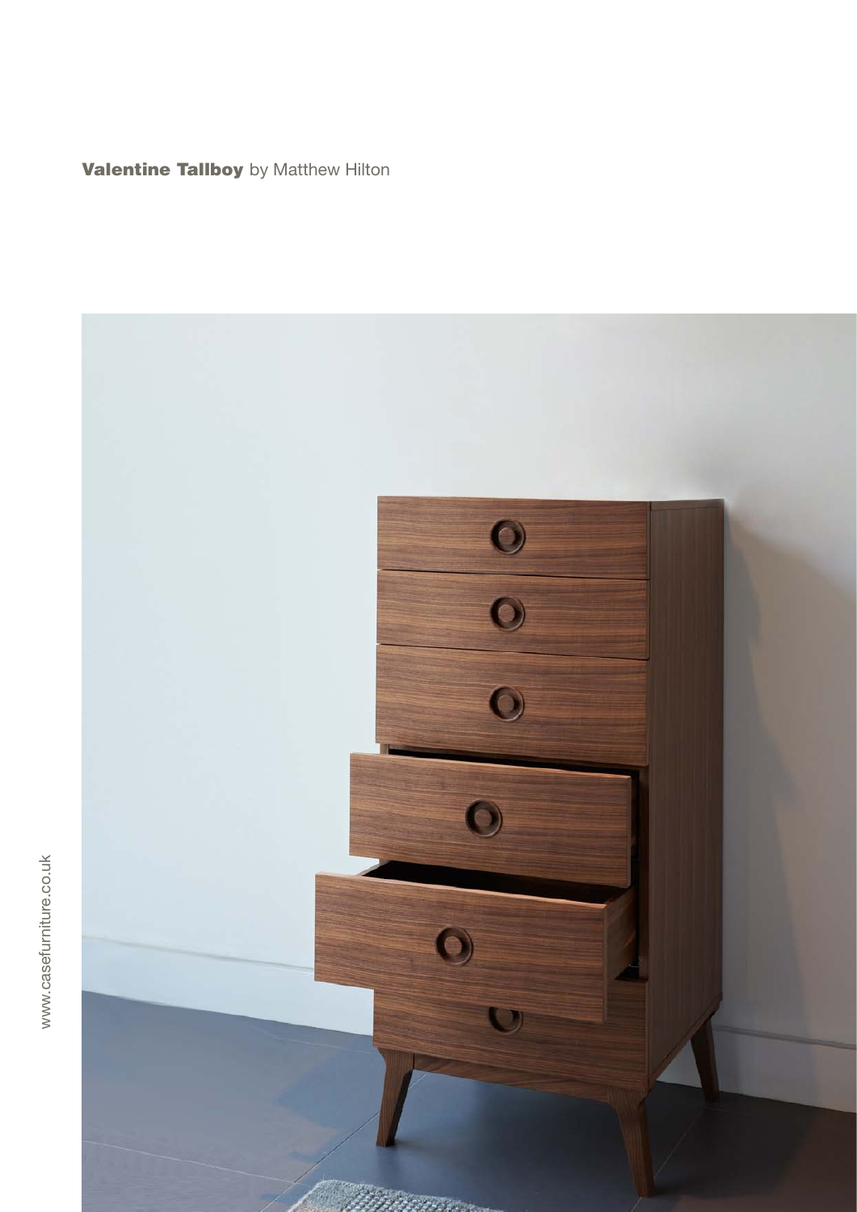**Valentine Tallboy** by Matthew Hilton

www.casefurniture.co.uk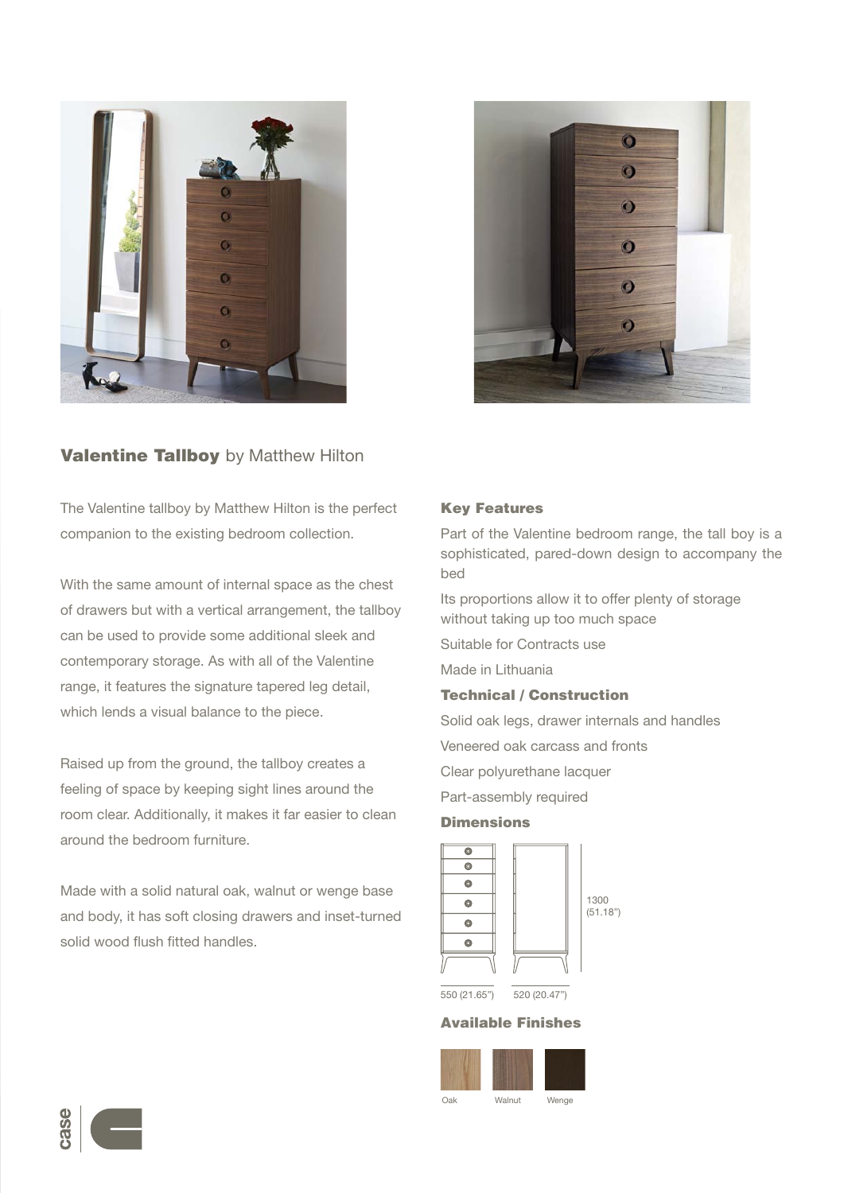## **Valentine Tallboy** by Matthew Hilton

The Valentine tallboy by Matthew Hilton is the perfect companion to the existing bedroom collection.

With the same amount of internal space as the chest of drawers but with a vertical arrangement, the tallboy can be used to provide some additional sleek and contemporary storage. As with all of the Valentine range, it features the signature tapered leg detail, which lends a visual balance to the piece.

Raised up from the ground, the tallboy creates a feeling of space by keeping sight lines around the room clear. Additionally, it makes it far easier to clean around the bedroom furniture.

Made with a solid natural oak, walnut or wenge base and body, it has soft closing drawers and inset-turned solid wood flush fitted handles.

### Key Features

Part of the Valentine bedroom range, the tall boy is a sophisticated, pared-down design to accompany the bed

Its proportions allow it to offer plenty of storage without taking up too much space

Suitable for Contracts use

Made in Lithuania

### Technical / Construction

Solid oak legs, drawer internals and handles

Veneered oak carcass and fronts

Clear polyurethane lacquer

Part-assembly required

### Dimensions

1300 (51.18")

550 (21.65")

520 (20.47")

### Available Finishes

Oak

Walnut

Wenge